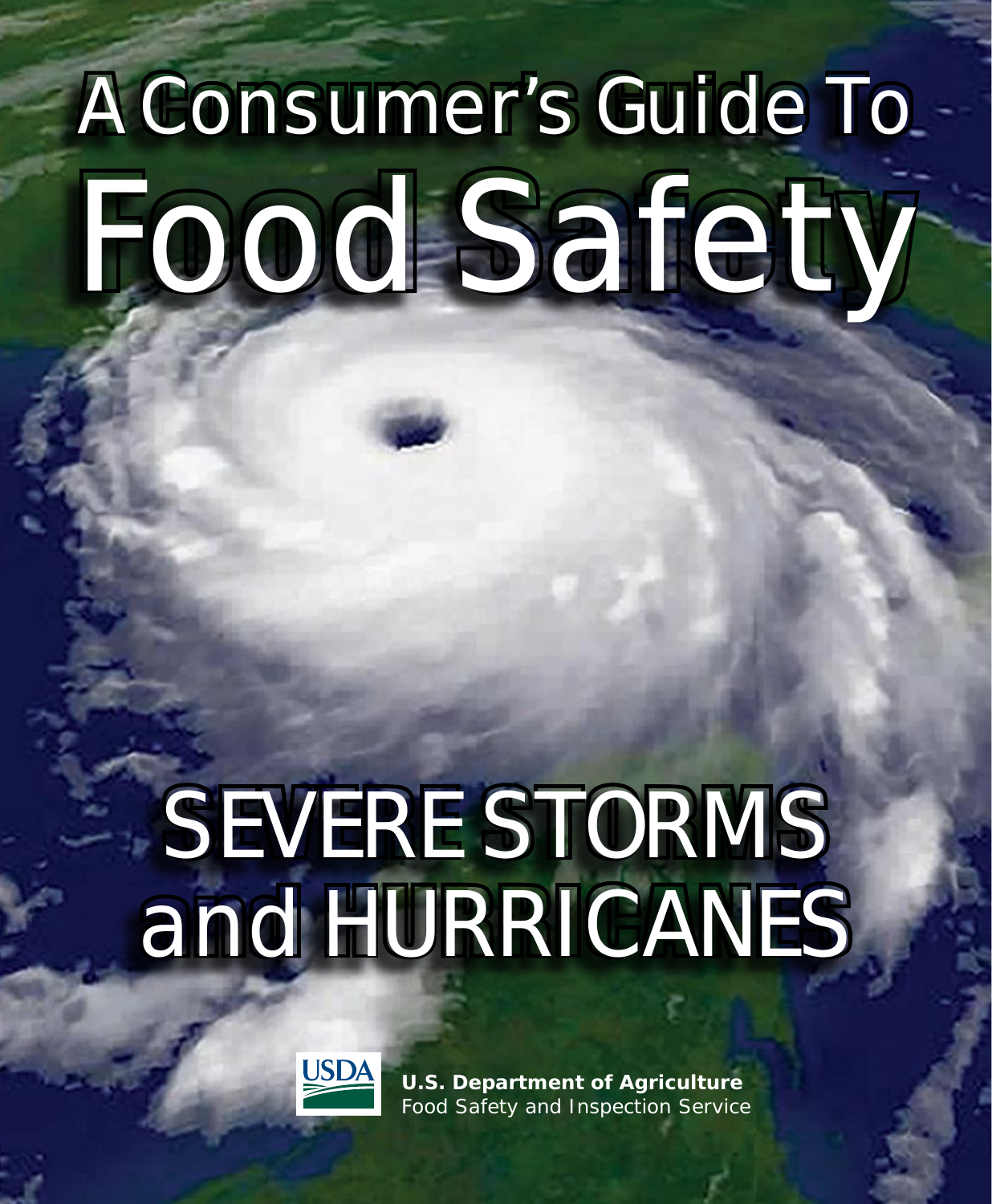# A Consumer's Guide To Food Safety

# SEVERE STORMS and HURRICANES

USDA

**U.S. Department of Agriculture**
Food Safety and Inspection Service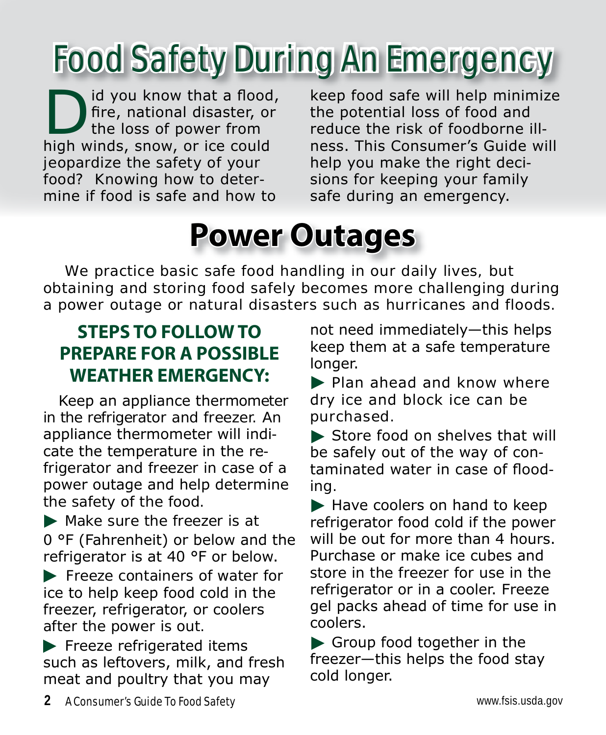# Food Safety During An Emergency

Did you know that a flood, fire, national disaster, or the loss of power from high winds, snow, or ice could jeopardize the safety of your food? Knowing how to determine if food is safe and how to keep food safe will help minimize the potential loss of food and reduce the risk of foodborne illness. This Consumer's Guide will help you make the right decisions for keeping your family safe during an emergency.

## Power Outages

We practice basic safe food handling in our daily lives, but obtaining and storing food safely becomes more challenging during a power outage or natural disasters such as hurricanes and floods.

### STEPS TO FOLLOW TO PREPARE FOR A POSSIBLE WEATHER EMERGENCY:

Keep an appliance thermometer in the refrigerator and freezer. An appliance thermometer will indicate the temperature in the refrigerator and freezer in case of a power outage and help determine the safety of the food.

- Make sure the freezer is at 0 °F (Fahrenheit) or below and the refrigerator is at 40 °F or below.
- Freeze containers of water for ice to help keep food cold in the freezer, refrigerator, or coolers after the power is out.
- Freeze refrigerated items such as leftovers, milk, and fresh meat and poultry that you may not need immediately—this helps keep them at a safe temperature longer.
- Plan ahead and know where dry ice and block ice can be purchased.
- Store food on shelves that will be safely out of the way of contaminated water in case of flooding.
- Have coolers on hand to keep refrigerator food cold if the power will be out for more than 4 hours. Purchase or make ice cubes and store in the freezer for use in the refrigerator or in a cooler. Freeze gel packs ahead of time for use in coolers.
- Group food together in the freezer—this helps the food stay cold longer.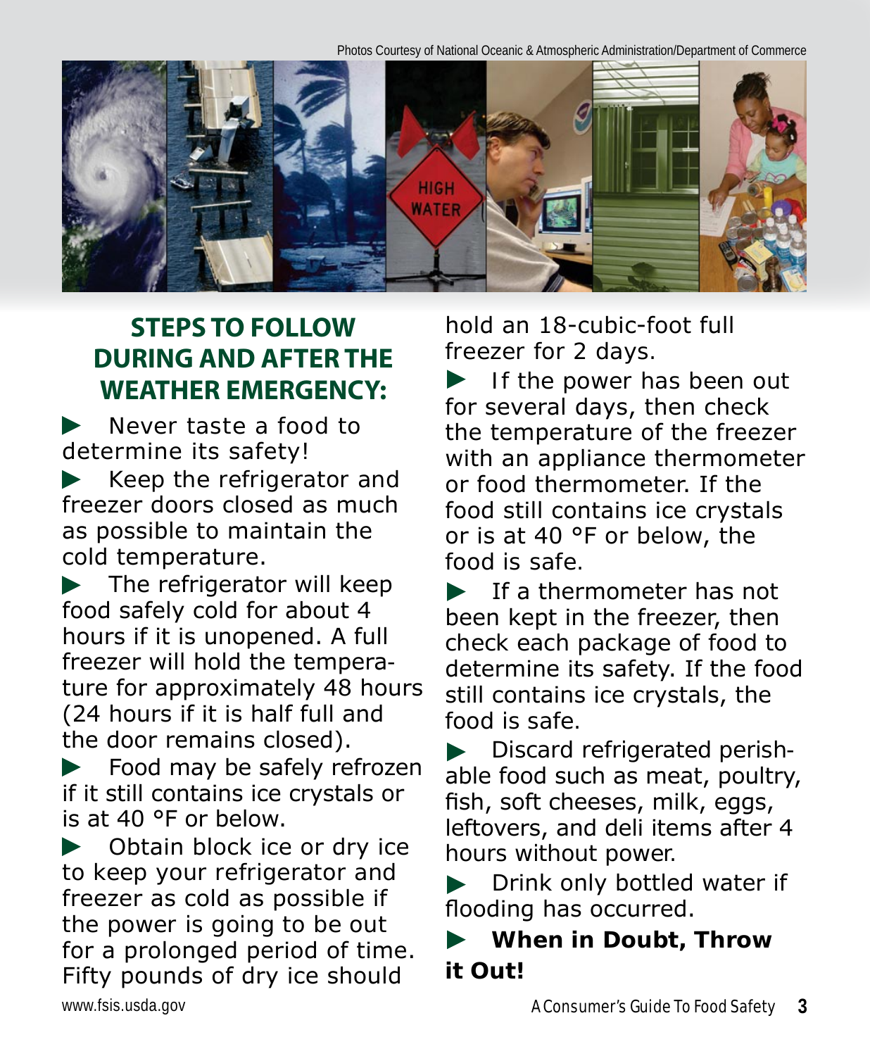Photos Courtesy of National Oceanic & Atmospheric Administration/Department of Commerce

## STEPS TO FOLLOW DURING AND AFTER THE WEATHER EMERGENCY:

- Never taste a food to determine its safety!
- Keep the refrigerator and freezer doors closed as much as possible to maintain the cold temperature.
- The refrigerator will keep food safely cold for about 4 hours if it is unopened. A full freezer will hold the temperature for approximately 48 hours (24 hours if it is half full and the door remains closed).
- Food may be safely refrozen if it still contains ice crystals or is at 40 °F or below.
- Obtain block ice or dry ice to keep your refrigerator and freezer as cold as possible if the power is going to be out for a prolonged period of time. Fifty pounds of dry ice should hold an 18-cubic-foot full freezer for 2 days.
- If the power has been out for several days, then check the temperature of the freezer with an appliance thermometer or food thermometer. If the food still contains ice crystals or is at 40 °F or below, the food is safe.
- If a thermometer has not been kept in the freezer, then check each package of food to determine its safety. If the food still contains ice crystals, the food is safe.
- Discard refrigerated perishable food such as meat, poultry, fish, soft cheeses, milk, eggs, leftovers, and deli items after 4 hours without power.
- Drink only bottled water if flooding has occurred.
- **When in Doubt, Throw it Out!**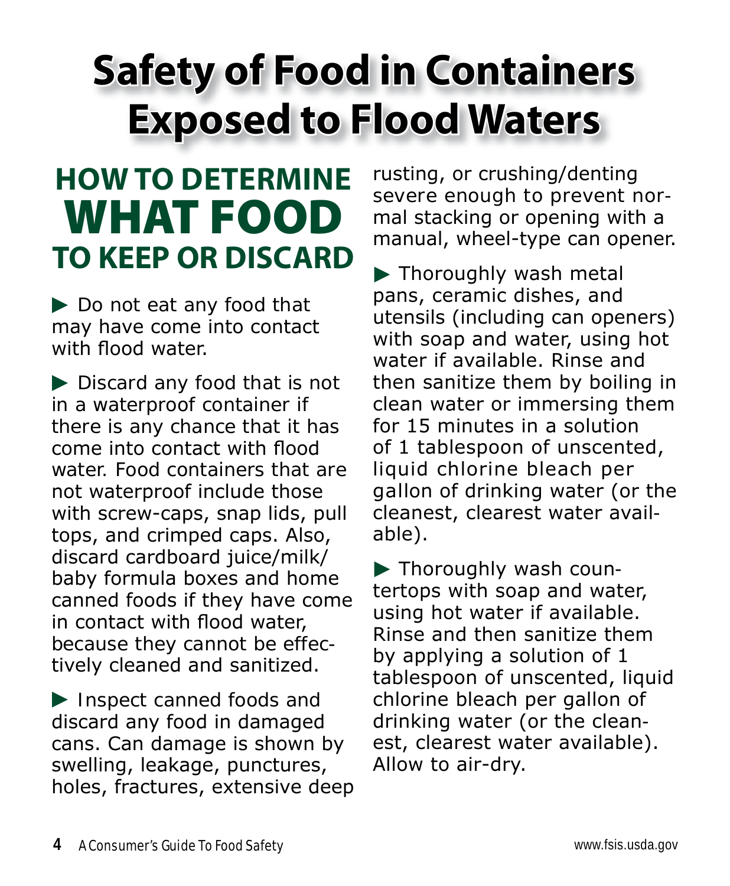# Safety of Food in Containers Exposed to Flood Waters

## HOW TO DETERMINE WHAT FOOD TO KEEP OR DISCARD

- Do not eat any food that may have come into contact with flood water.
- Discard any food that is not in a waterproof container if there is any chance that it has come into contact with flood water. Food containers that are not waterproof include those with screw-caps, snap lids, pull tops, and crimped caps. Also, discard cardboard juice/milk/baby formula boxes and home canned foods if they have come in contact with flood water, because they cannot be effectively cleaned and sanitized.
- Inspect canned foods and discard any food in damaged cans. Can damage is shown by swelling, leakage, punctures, holes, fractures, extensive deep rusting, or crushing/denting severe enough to prevent normal stacking or opening with a manual, wheel-type can opener.
- Thoroughly wash metal pans, ceramic dishes, and utensils (including can openers) with soap and water, using hot water if available. Rinse and then sanitize them by boiling in clean water or immersing them for 15 minutes in a solution of 1 tablespoon of unscented, liquid chlorine bleach per gallon of drinking water (or the cleanest, clearest water available).
- Thoroughly wash countertops with soap and water, using hot water if available. Rinse and then sanitize them by applying a solution of 1 tablespoon of unscented, liquid chlorine bleach per gallon of drinking water (or the cleanest, clearest water available). Allow to air-dry.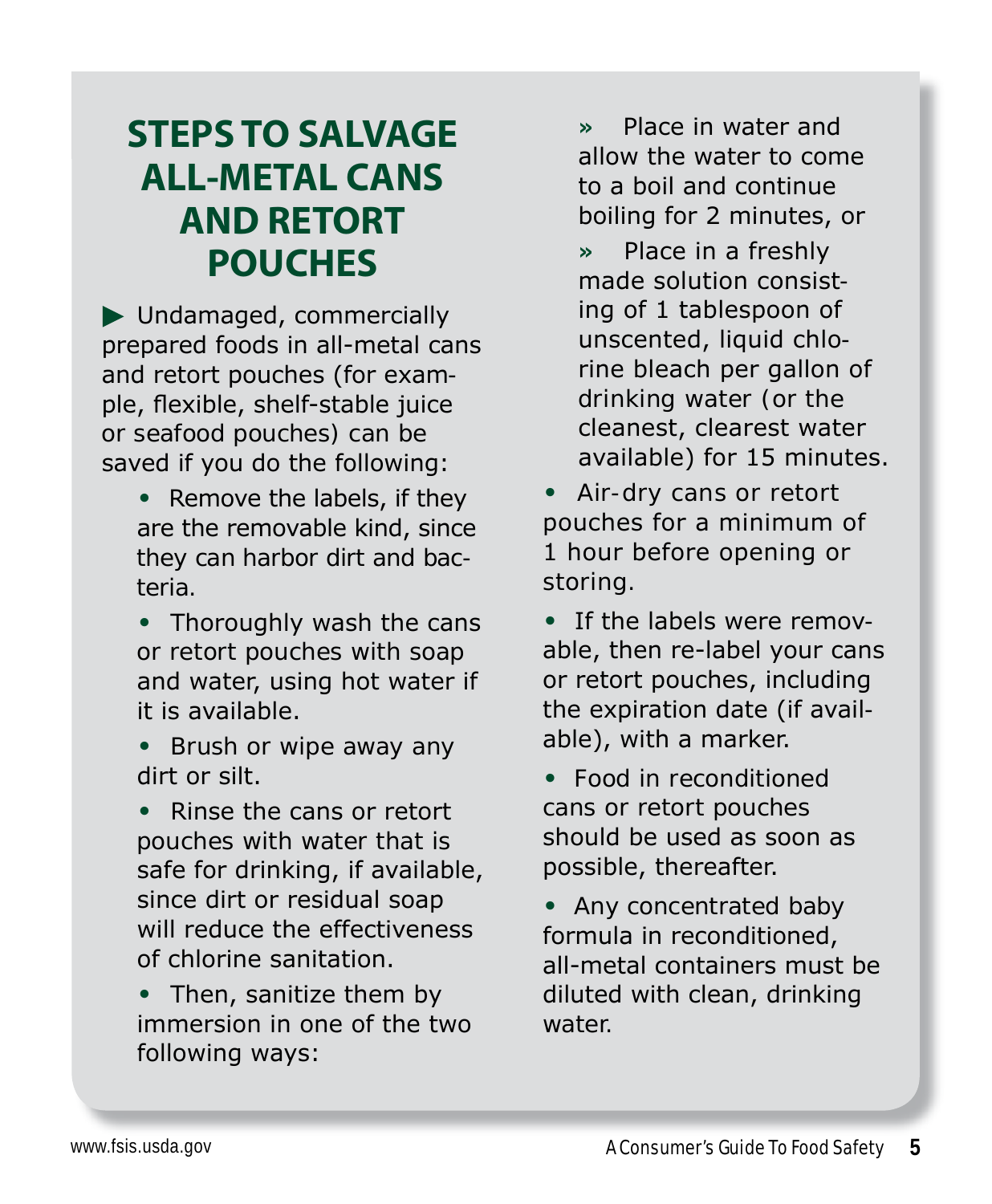## STEPS TO SALVAGE ALL-METAL CANS AND RETORT POUCHES

▶ Undamaged, commercially prepared foods in all-metal cans and retort pouches (for example, flexible, shelf-stable juice or seafood pouches) can be saved if you do the following:

- Remove the labels, if they are the removable kind, since they can harbor dirt and bacteria.
- Thoroughly wash the cans or retort pouches with soap and water, using hot water if it is available.
- Brush or wipe away any dirt or silt.
- Rinse the cans or retort pouches with water that is safe for drinking, if available, since dirt or residual soap will reduce the effectiveness of chlorine sanitation.
- Then, sanitize them by immersion in one of the two following ways:
  - » Place in water and allow the water to come to a boil and continue boiling for 2 minutes, or
  - » Place in a freshly made solution consisting of 1 tablespoon of unscented, liquid chlorine bleach per gallon of drinking water (or the cleanest, clearest water available) for 15 minutes.
- Air-dry cans or retort pouches for a minimum of 1 hour before opening or storing.
- If the labels were removable, then re-label your cans or retort pouches, including the expiration date (if available), with a marker.
- Food in reconditioned cans or retort pouches should be used as soon as possible, thereafter.
- Any concentrated baby formula in reconditioned, all-metal containers must be diluted with clean, drinking water.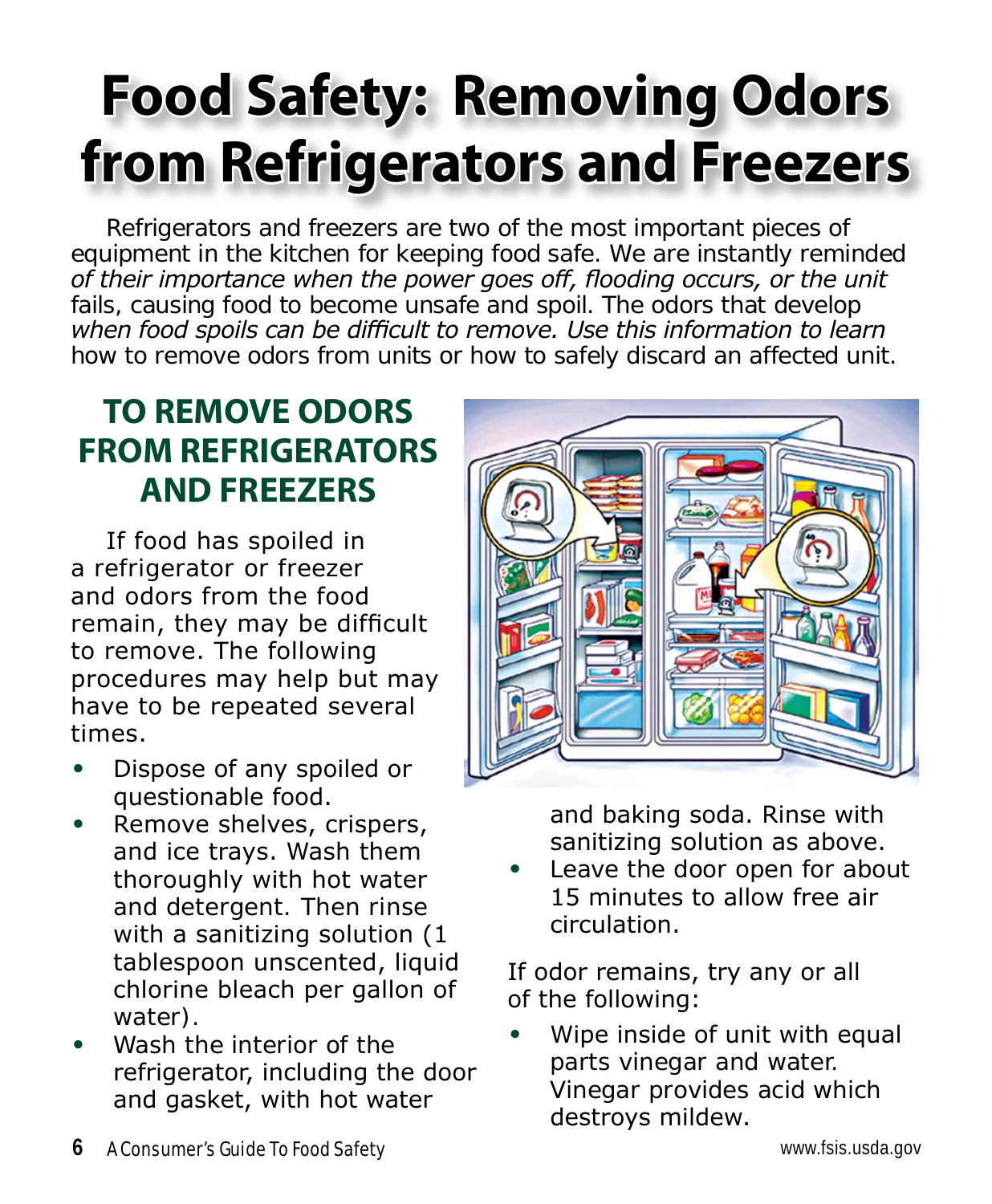# Food Safety: Removing Odors from Refrigerators and Freezers

Refrigerators and freezers are two of the most important pieces of equipment in the kitchen for keeping food safe. We are instantly reminded of their importance when the power goes off, flooding occurs, or the unit fails, causing food to become unsafe and spoil. The odors that develop when food spoils can be difficult to remove. Use this information to learn how to remove odors from units or how to safely discard an affected unit.

## TO REMOVE ODORS FROM REFRIGERATORS AND FREEZERS

If food has spoiled in a refrigerator or freezer and odors from the food remain, they may be difficult to remove. The following procedures may help but may have to be repeated several times.

- Dispose of any spoiled or questionable food.
- Remove shelves, crispers, and ice trays. Wash them thoroughly with hot water and detergent. Then rinse with a sanitizing solution (1 tablespoon unscented, liquid chlorine bleach per gallon of water).
- Wash the interior of the refrigerator, including the door and gasket, with hot water and baking soda. Rinse with sanitizing solution as above.
- Leave the door open for about 15 minutes to allow free air circulation.

If odor remains, try any or all of the following:

- Wipe inside of unit with equal parts vinegar and water. Vinegar provides acid which destroys mildew.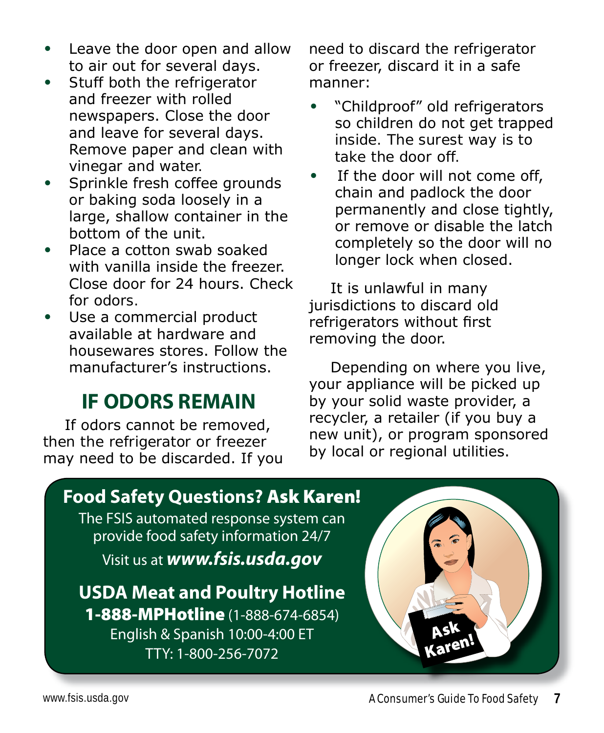- Leave the door open and allow to air out for several days.
- Stuff both the refrigerator and freezer with rolled newspapers. Close the door and leave for several days. Remove paper and clean with vinegar and water.
- Sprinkle fresh coffee grounds or baking soda loosely in a large, shallow container in the bottom of the unit.
- Place a cotton swab soaked with vanilla inside the freezer. Close door for 24 hours. Check for odors.
- Use a commercial product available at hardware and housewares stores. Follow the manufacturer's instructions.

## IF ODORS REMAIN

If odors cannot be removed, then the refrigerator or freezer may need to be discarded. If you need to discard the refrigerator or freezer, discard it in a safe manner:

- "Childproof" old refrigerators so children do not get trapped inside. The surest way is to take the door off.
- If the door will not come off, chain and padlock the door permanently and close tightly, or remove or disable the latch completely so the door will no longer lock when closed.

It is unlawful in many jurisdictions to discard old refrigerators without first removing the door.

Depending on where you live, your appliance will be picked up by your solid waste provider, a recycler, a retailer (if you buy a new unit), or program sponsored by local or regional utilities.

**Food Safety Questions? Ask Karen!**

The FSIS automated response system can provide food safety information 24/7

Visit us at ***www.fsis.usda.gov***

**USDA Meat and Poultry Hotline**

**1-888-MPHotline** (1-888-674-6854)

English & Spanish 10:00-4:00 ET

TTY: 1-800-256-7072

Ask Karen!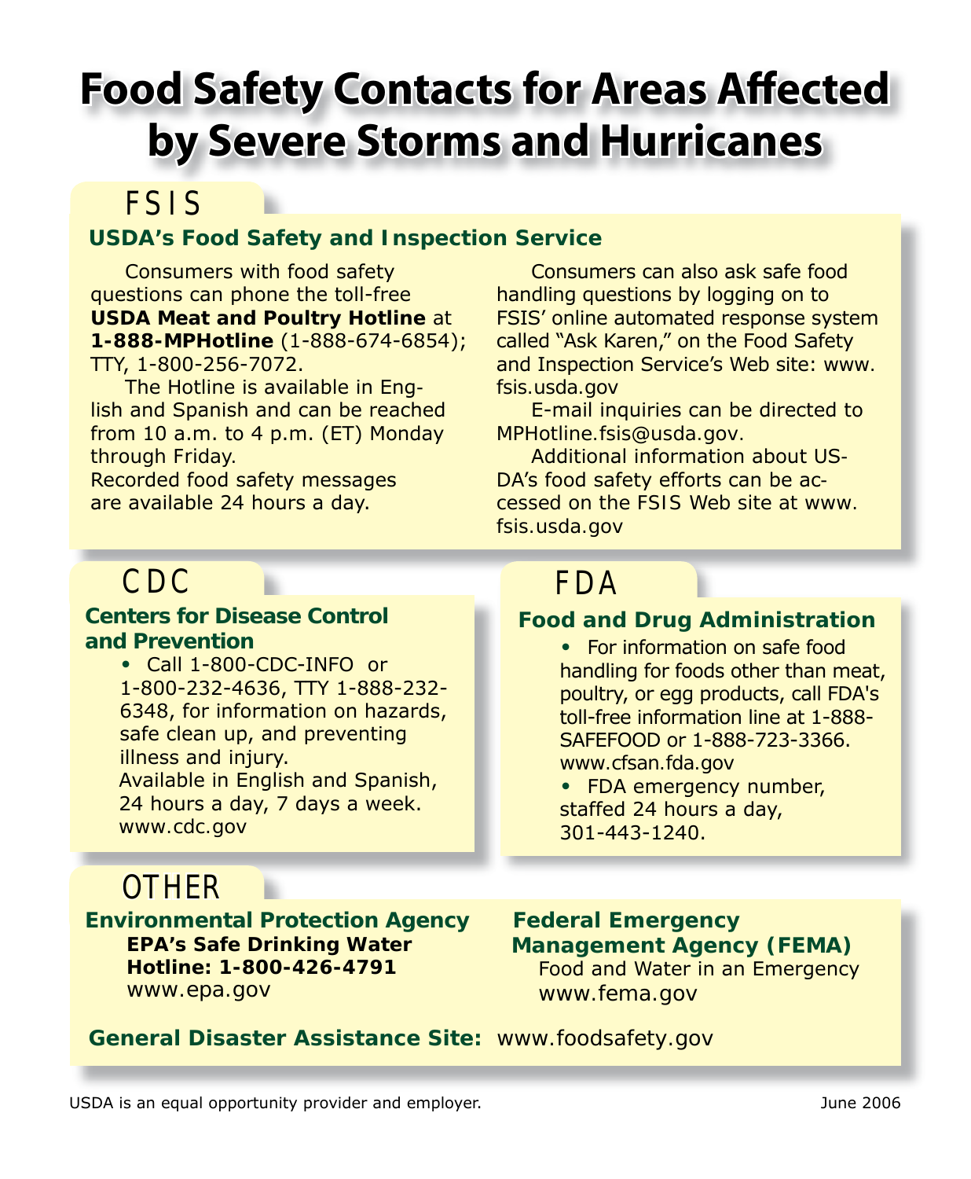# Food Safety Contacts for Areas Affected by Severe Storms and Hurricanes

## FSIS

### USDA's Food Safety and Inspection Service

Consumers with food safety questions can phone the toll-free **USDA Meat and Poultry Hotline** at **1-888-MPHotline** (1-888-674-6854); TTY, 1-800-256-7072.

The Hotline is available in English and Spanish and can be reached from 10 a.m. to 4 p.m. (ET) Monday through Friday.

Recorded food safety messages are available 24 hours a day.

Consumers can also ask safe food handling questions by logging on to FSIS' online automated response system called "Ask Karen," on the Food Safety and Inspection Service's Web site: www.fsis.usda.gov

E-mail inquiries can be directed to MPHotline.fsis@usda.gov.

Additional information about USDA's food safety efforts can be accessed on the FSIS Web site at www.fsis.usda.gov

## CDC

### Centers for Disease Control and Prevention

- Call 1-800-CDC-INFO or 1-800-232-4636, TTY 1-888-232-6348, for information on hazards, safe clean up, and preventing illness and injury.

  Available in English and Spanish, 24 hours a day, 7 days a week.

  www.cdc.gov

## FDA

### Food and Drug Administration

- For information on safe food handling for foods other than meat, poultry, or egg products, call FDA's toll-free information line at 1-888-SAFEFOOD or 1-888-723-3366. www.cfsan.fda.gov
- FDA emergency number, staffed 24 hours a day, 301-443-1240.

## OTHER

### Environmental Protection Agency

**EPA's Safe Drinking Water Hotline: 1-800-426-4791**

www.epa.gov

### Federal Emergency Management Agency (FEMA)

Food and Water in an Emergency

www.fema.gov

**General Disaster Assistance Site:** www.foodsafety.gov

USDA is an equal opportunity provider and employer.

June 2006